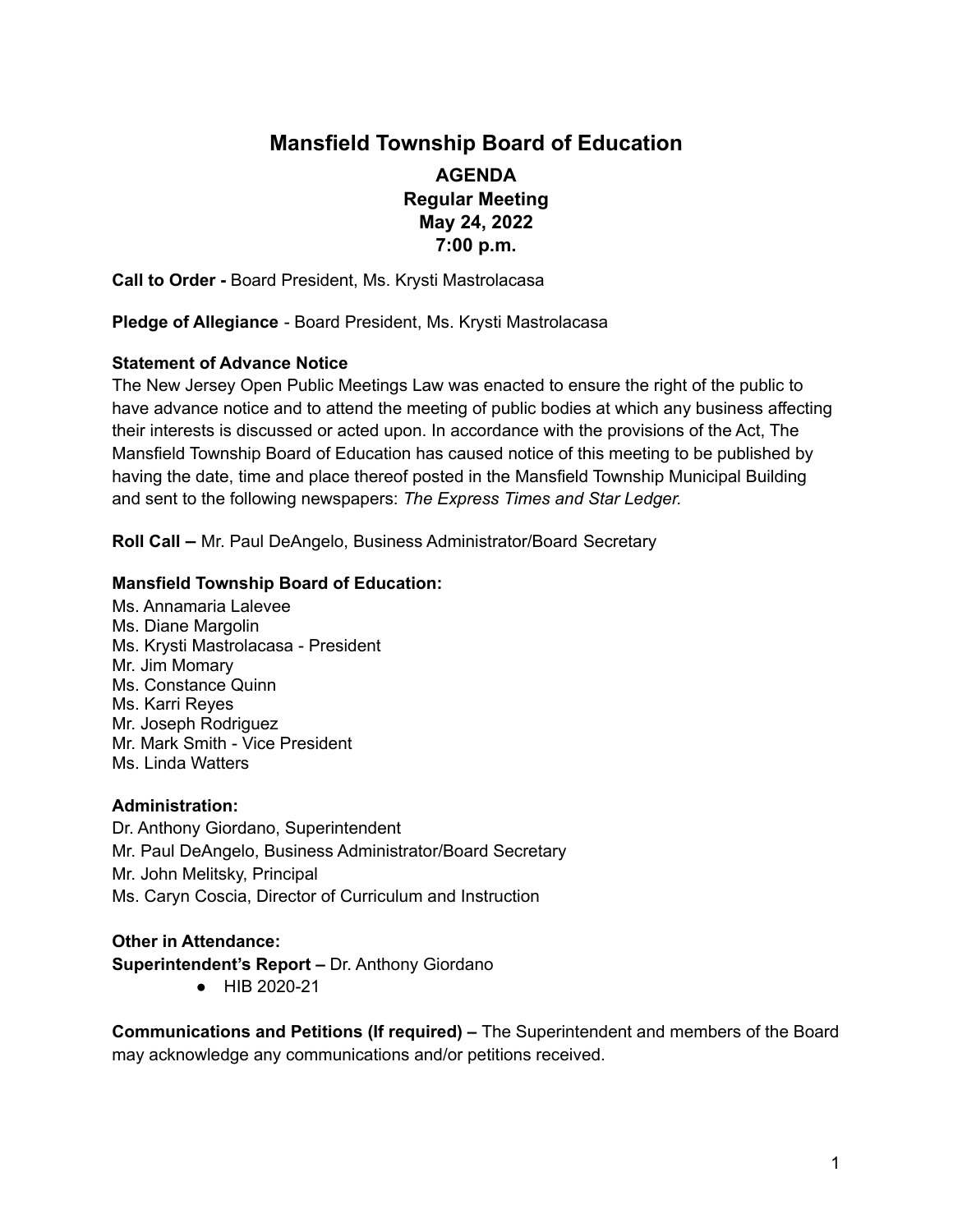# Mansfield Township Board of Education

**AGENDA**
**Regular Meeting**
**May 24, 2022**
**7:00 p.m.**

**Call to Order -** Board President, Ms. Krysti Mastrolacasa

**Pledge of Allegiance** - Board President, Ms. Krysti Mastrolacasa

**Statement of Advance Notice**

The New Jersey Open Public Meetings Law was enacted to ensure the right of the public to have advance notice and to attend the meeting of public bodies at which any business affecting their interests is discussed or acted upon. In accordance with the provisions of the Act, The Mansfield Township Board of Education has caused notice of this meeting to be published by having the date, time and place thereof posted in the Mansfield Township Municipal Building and sent to the following newspapers: *The Express Times and Star Ledger.*

**Roll Call –** Mr. Paul DeAngelo, Business Administrator/Board Secretary

**Mansfield Township Board of Education:**

Ms. Annamaria Lalevee
Ms. Diane Margolin
Ms. Krysti Mastrolacasa - President
Mr. Jim Momary
Ms. Constance Quinn
Ms. Karri Reyes
Mr. Joseph Rodriguez
Mr. Mark Smith - Vice President
Ms. Linda Watters

**Administration:**

Dr. Anthony Giordano, Superintendent
Mr. Paul DeAngelo, Business Administrator/Board Secretary
Mr. John Melitsky, Principal
Ms. Caryn Coscia, Director of Curriculum and Instruction

**Other in Attendance:**

**Superintendent's Report –** Dr. Anthony Giordano

- HIB 2020-21

**Communications and Petitions (If required) –** The Superintendent and members of the Board may acknowledge any communications and/or petitions received.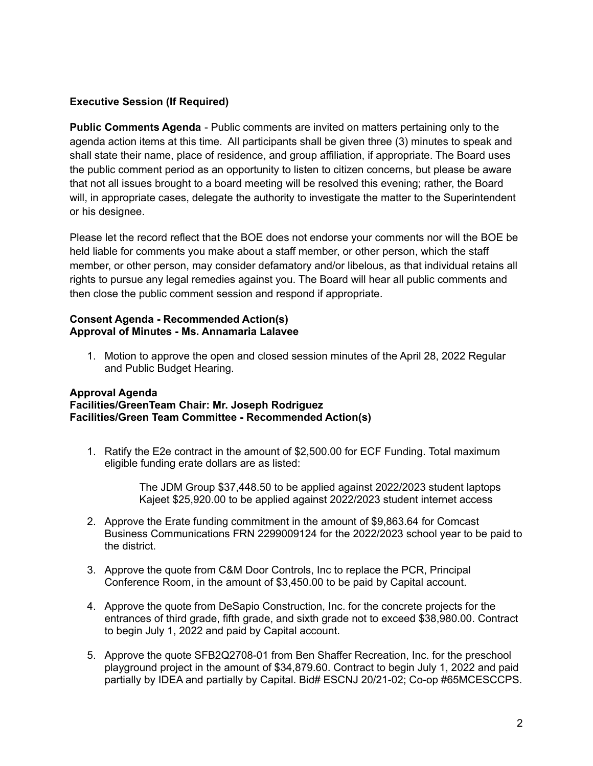**Executive Session (If Required)**

**Public Comments Agenda** - Public comments are invited on matters pertaining only to the agenda action items at this time. All participants shall be given three (3) minutes to speak and shall state their name, place of residence, and group affiliation, if appropriate. The Board uses the public comment period as an opportunity to listen to citizen concerns, but please be aware that not all issues brought to a board meeting will be resolved this evening; rather, the Board will, in appropriate cases, delegate the authority to investigate the matter to the Superintendent or his designee.

Please let the record reflect that the BOE does not endorse your comments nor will the BOE be held liable for comments you make about a staff member, or other person, which the staff member, or other person, may consider defamatory and/or libelous, as that individual retains all rights to pursue any legal remedies against you. The Board will hear all public comments and then close the public comment session and respond if appropriate.

**Consent Agenda - Recommended Action(s)**
**Approval of Minutes - Ms. Annamaria Lalavee**

1. Motion to approve the open and closed session minutes of the April 28, 2022 Regular and Public Budget Hearing.

**Approval Agenda**
**Facilities/GreenTeam Chair: Mr. Joseph Rodriguez**
**Facilities/Green Team Committee - Recommended Action(s)**

1. Ratify the E2e contract in the amount of $2,500.00 for ECF Funding. Total maximum eligible funding erate dollars are as listed:

   The JDM Group $37,448.50 to be applied against 2022/2023 student laptops
   Kajeet $25,920.00 to be applied against 2022/2023 student internet access

2. Approve the Erate funding commitment in the amount of $9,863.64 for Comcast Business Communications FRN 2299009124 for the 2022/2023 school year to be paid to the district.

3. Approve the quote from C&M Door Controls, Inc to replace the PCR, Principal Conference Room, in the amount of $3,450.00 to be paid by Capital account.

4. Approve the quote from DeSapio Construction, Inc. for the concrete projects for the entrances of third grade, fifth grade, and sixth grade not to exceed $38,980.00. Contract to begin July 1, 2022 and paid by Capital account.

5. Approve the quote SFB2Q2708-01 from Ben Shaffer Recreation, Inc. for the preschool playground project in the amount of $34,879.60. Contract to begin July 1, 2022 and paid partially by IDEA and partially by Capital. Bid# ESCNJ 20/21-02; Co-op #65MCESCCPS.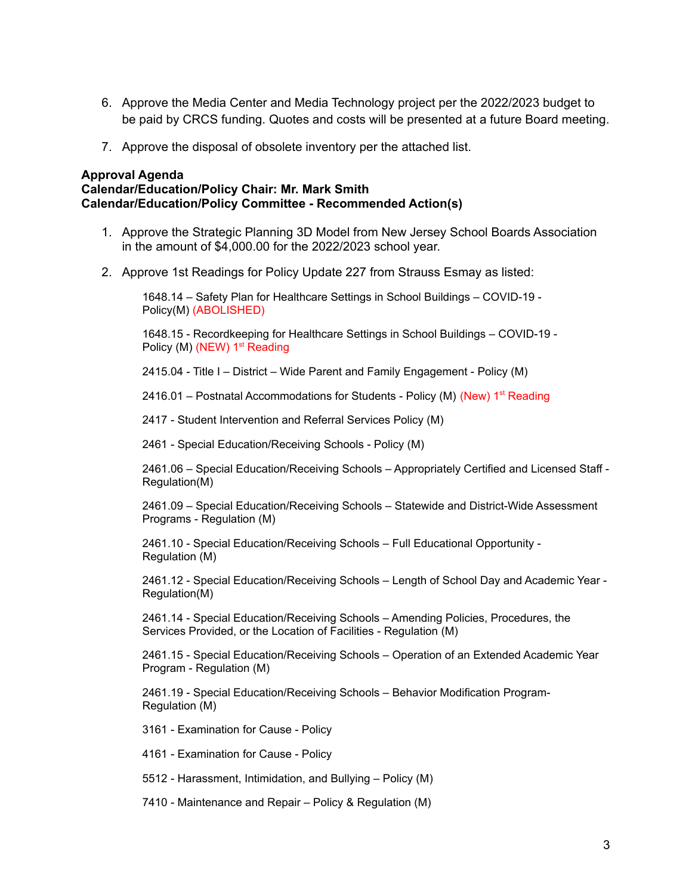6. Approve the Media Center and Media Technology project per the 2022/2023 budget to be paid by CRCS funding. Quotes and costs will be presented at a future Board meeting.

7. Approve the disposal of obsolete inventory per the attached list.

**Approval Agenda**
**Calendar/Education/Policy Chair: Mr. Mark Smith**
**Calendar/Education/Policy Committee - Recommended Action(s)**

1. Approve the Strategic Planning 3D Model from New Jersey School Boards Association in the amount of $4,000.00 for the 2022/2023 school year.

2. Approve 1st Readings for Policy Update 227 from Strauss Esmay as listed:

   1648.14 – Safety Plan for Healthcare Settings in School Buildings – COVID-19 - Policy(M) (ABOLISHED)

   1648.15 - Recordkeeping for Healthcare Settings in School Buildings – COVID-19 - Policy (M) (NEW) 1st Reading

   2415.04 - Title I – District – Wide Parent and Family Engagement - Policy (M)

   2416.01 – Postnatal Accommodations for Students - Policy (M) (New) 1st Reading

   2417 - Student Intervention and Referral Services Policy (M)

   2461 - Special Education/Receiving Schools - Policy (M)

   2461.06 – Special Education/Receiving Schools – Appropriately Certified and Licensed Staff - Regulation(M)

   2461.09 – Special Education/Receiving Schools – Statewide and District-Wide Assessment Programs - Regulation (M)

   2461.10 - Special Education/Receiving Schools – Full Educational Opportunity - Regulation (M)

   2461.12 - Special Education/Receiving Schools – Length of School Day and Academic Year - Regulation(M)

   2461.14 - Special Education/Receiving Schools – Amending Policies, Procedures, the Services Provided, or the Location of Facilities - Regulation (M)

   2461.15 - Special Education/Receiving Schools – Operation of an Extended Academic Year Program - Regulation (M)

   2461.19 - Special Education/Receiving Schools – Behavior Modification Program- Regulation (M)

   3161 - Examination for Cause - Policy

   4161 - Examination for Cause - Policy

   5512 - Harassment, Intimidation, and Bullying – Policy (M)

   7410 - Maintenance and Repair – Policy & Regulation (M)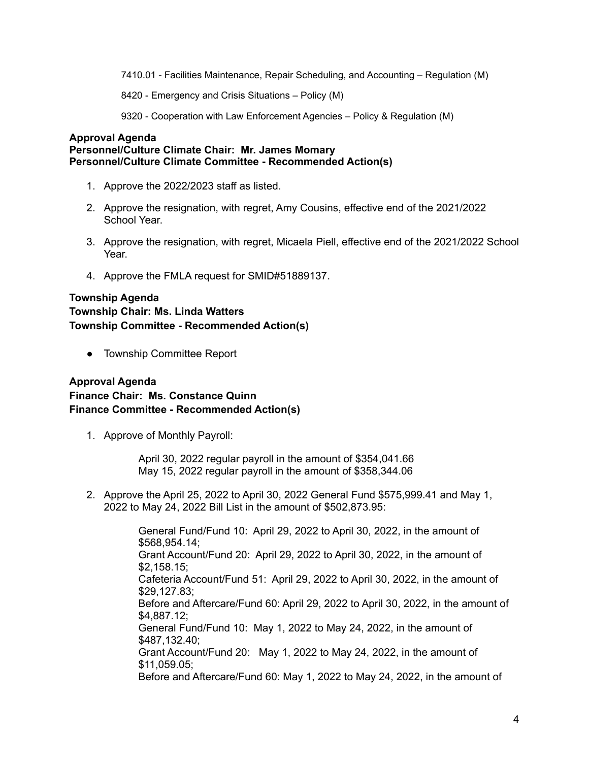7410.01 - Facilities Maintenance, Repair Scheduling, and Accounting – Regulation (M)

8420 - Emergency and Crisis Situations – Policy (M)

9320 - Cooperation with Law Enforcement Agencies – Policy & Regulation (M)

**Approval Agenda**
**Personnel/Culture Climate Chair: Mr. James Momary**
**Personnel/Culture Climate Committee - Recommended Action(s)**

1. Approve the 2022/2023 staff as listed.
2. Approve the resignation, with regret, Amy Cousins, effective end of the 2021/2022 School Year.
3. Approve the resignation, with regret, Micaela Piell, effective end of the 2021/2022 School Year.
4. Approve the FMLA request for SMID#51889137.

**Township Agenda**
**Township Chair: Ms. Linda Watters**
**Township Committee - Recommended Action(s)**

- Township Committee Report

**Approval Agenda**
**Finance Chair: Ms. Constance Quinn**
**Finance Committee - Recommended Action(s)**

1. Approve of Monthly Payroll:

   April 30, 2022 regular payroll in the amount of $354,041.66
   May 15, 2022 regular payroll in the amount of $358,344.06

2. Approve the April 25, 2022 to April 30, 2022 General Fund $575,999.41 and May 1, 2022 to May 24, 2022 Bill List in the amount of $502,873.95:

   General Fund/Fund 10: April 29, 2022 to April 30, 2022, in the amount of $568,954.14;
   Grant Account/Fund 20: April 29, 2022 to April 30, 2022, in the amount of $2,158.15;
   Cafeteria Account/Fund 51: April 29, 2022 to April 30, 2022, in the amount of $29,127.83;
   Before and Aftercare/Fund 60: April 29, 2022 to April 30, 2022, in the amount of $4,887.12;
   General Fund/Fund 10: May 1, 2022 to May 24, 2022, in the amount of $487,132.40;
   Grant Account/Fund 20: May 1, 2022 to May 24, 2022, in the amount of $11,059.05;
   Before and Aftercare/Fund 60: May 1, 2022 to May 24, 2022, in the amount of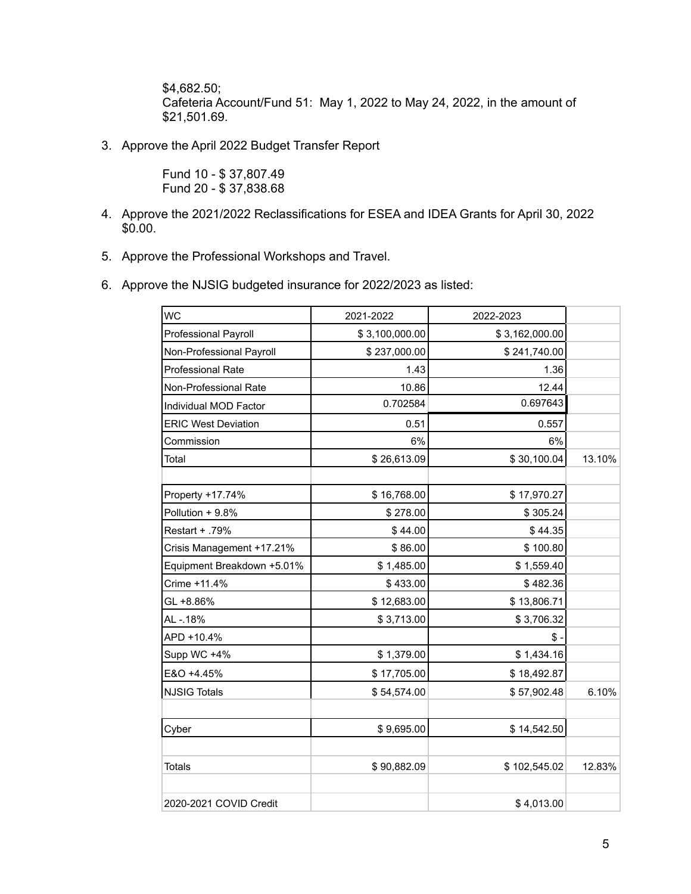$4,682.50;
Cafeteria Account/Fund 51: May 1, 2022 to May 24, 2022, in the amount of $21,501.69.

3. Approve the April 2022 Budget Transfer Report

   Fund 10 - $ 37,807.49
   Fund 20 - $ 37,838.68

4. Approve the 2021/2022 Reclassifications for ESEA and IDEA Grants for April 30, 2022 $0.00.

5. Approve the Professional Workshops and Travel.

6. Approve the NJSIG budgeted insurance for 2022/2023 as listed:

| WC | 2021-2022 | 2022-2023 | |
|---|---|---|---|
| Professional Payroll | $ 3,100,000.00 | $ 3,162,000.00 | |
| Non-Professional Payroll | $ 237,000.00 | $ 241,740.00 | |
| Professional Rate | 1.43 | 1.36 | |
| Non-Professional Rate | 10.86 | 12.44 | |
| Individual MOD Factor | 0.702584 | 0.697643 | |
| ERIC West Deviation | 0.51 | 0.557 | |
| Commission | 6% | 6% | |
| Total | $ 26,613.09 | $ 30,100.04 | 13.10% |
| | | | |
| Property +17.74% | $ 16,768.00 | $ 17,970.27 | |
| Pollution + 9.8% | $ 278.00 | $ 305.24 | |
| Restart + .79% | $ 44.00 | $ 44.35 | |
| Crisis Management +17.21% | $ 86.00 | $ 100.80 | |
| Equipment Breakdown +5.01% | $ 1,485.00 | $ 1,559.40 | |
| Crime +11.4% | $ 433.00 | $ 482.36 | |
| GL +8.86% | $ 12,683.00 | $ 13,806.71 | |
| AL -.18% | $ 3,713.00 | $ 3,706.32 | |
| APD +10.4% | | $ - | |
| Supp WC +4% | $ 1,379.00 | $ 1,434.16 | |
| E&O +4.45% | $ 17,705.00 | $ 18,492.87 | |
| NJSIG Totals | $ 54,574.00 | $ 57,902.48 | 6.10% |
| | | | |
| Cyber | $ 9,695.00 | $ 14,542.50 | |
| | | | |
| Totals | $ 90,882.09 | $ 102,545.02 | 12.83% |
| | | | |
| 2020-2021 COVID Credit | | $ 4,013.00 | |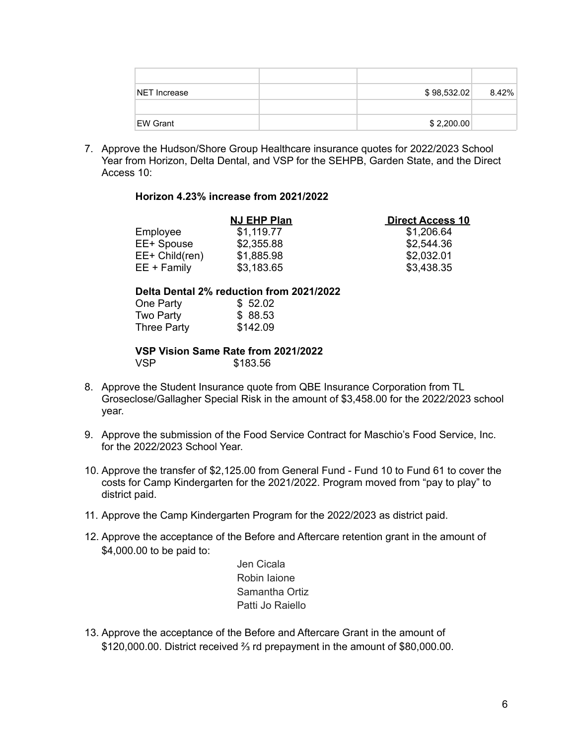| | | | |
|---|---|---|---|
| NET Increase | | $ 98,532.02 | 8.42% |
| | | | |
| EW Grant | | $ 2,200.00 | |

7. Approve the Hudson/Shore Group Healthcare insurance quotes for 2022/2023 School Year from Horizon, Delta Dental, and VSP for the SEHPB, Garden State, and the Direct Access 10:

**Horizon 4.23% increase from 2021/2022**

| | NJ EHP Plan | Direct Access 10 |
|---|---|---|
| Employee | $1,119.77 | $1,206.64 |
| EE+ Spouse | $2,355.88 | $2,544.36 |
| EE+ Child(ren) | $1,885.98 | $2,032.01 |
| EE + Family | $3,183.65 | $3,438.35 |

**Delta Dental 2% reduction from 2021/2022**

| | |
|---|---|
| One Party | $ 52.02 |
| Two Party | $ 88.53 |
| Three Party | $142.09 |

**VSP Vision Same Rate from 2021/2022**

| | |
|---|---|
| VSP | $183.56 |

8. Approve the Student Insurance quote from QBE Insurance Corporation from TL Groseclose/Gallagher Special Risk in the amount of $3,458.00 for the 2022/2023 school year.

9. Approve the submission of the Food Service Contract for Maschio's Food Service, Inc. for the 2022/2023 School Year.

10. Approve the transfer of $2,125.00 from General Fund - Fund 10 to Fund 61 to cover the costs for Camp Kindergarten for the 2021/2022. Program moved from "pay to play" to district paid.

11. Approve the Camp Kindergarten Program for the 2022/2023 as district paid.

12. Approve the acceptance of the Before and Aftercare retention grant in the amount of $4,000.00 to be paid to:

    Jen Cicala
    Robin Iaione
    Samantha Ortiz
    Patti Jo Raiello

13. Approve the acceptance of the Before and Aftercare Grant in the amount of $120,000.00. District received ⅔ rd prepayment in the amount of $80,000.00.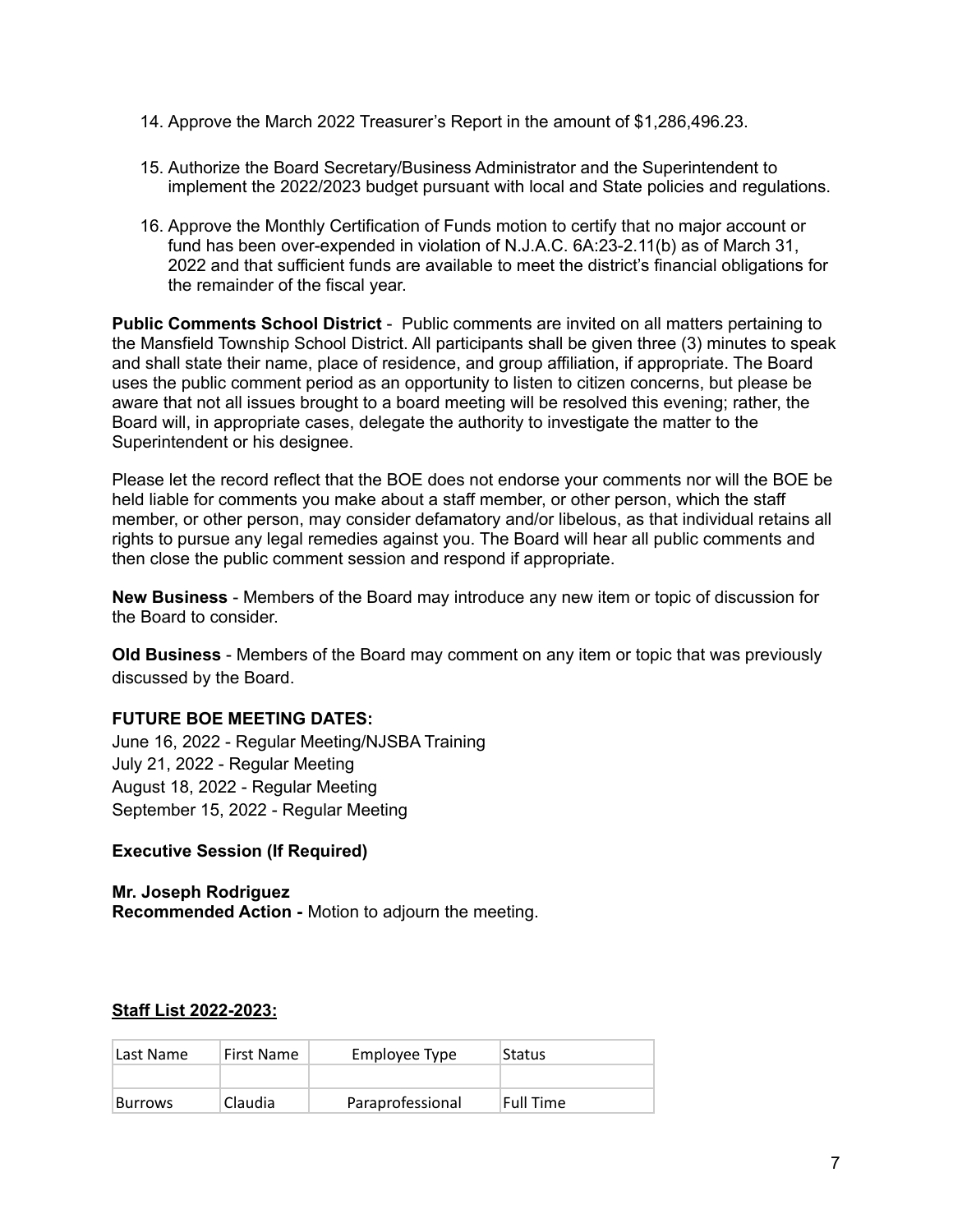14. Approve the March 2022 Treasurer's Report in the amount of $1,286,496.23.

15. Authorize the Board Secretary/Business Administrator and the Superintendent to implement the 2022/2023 budget pursuant with local and State policies and regulations.

16. Approve the Monthly Certification of Funds motion to certify that no major account or fund has been over-expended in violation of N.J.A.C. 6A:23-2.11(b) as of March 31, 2022 and that sufficient funds are available to meet the district's financial obligations for the remainder of the fiscal year.

**Public Comments School District** - Public comments are invited on all matters pertaining to the Mansfield Township School District. All participants shall be given three (3) minutes to speak and shall state their name, place of residence, and group affiliation, if appropriate. The Board uses the public comment period as an opportunity to listen to citizen concerns, but please be aware that not all issues brought to a board meeting will be resolved this evening; rather, the Board will, in appropriate cases, delegate the authority to investigate the matter to the Superintendent or his designee.

Please let the record reflect that the BOE does not endorse your comments nor will the BOE be held liable for comments you make about a staff member, or other person, which the staff member, or other person, may consider defamatory and/or libelous, as that individual retains all rights to pursue any legal remedies against you. The Board will hear all public comments and then close the public comment session and respond if appropriate.

**New Business** - Members of the Board may introduce any new item or topic of discussion for the Board to consider.

**Old Business** - Members of the Board may comment on any item or topic that was previously discussed by the Board.

**FUTURE BOE MEETING DATES:**
June 16, 2022 - Regular Meeting/NJSBA Training
July 21, 2022 - Regular Meeting
August 18, 2022 - Regular Meeting
September 15, 2022 - Regular Meeting

**Executive Session (If Required)**

**Mr. Joseph Rodriguez**
**Recommended Action -** Motion to adjourn the meeting.

**Staff List 2022-2023:**

| Last Name | First Name | Employee Type | Status |
|---|---|---|---|
| | | | |
| Burrows | Claudia | Paraprofessional | Full Time |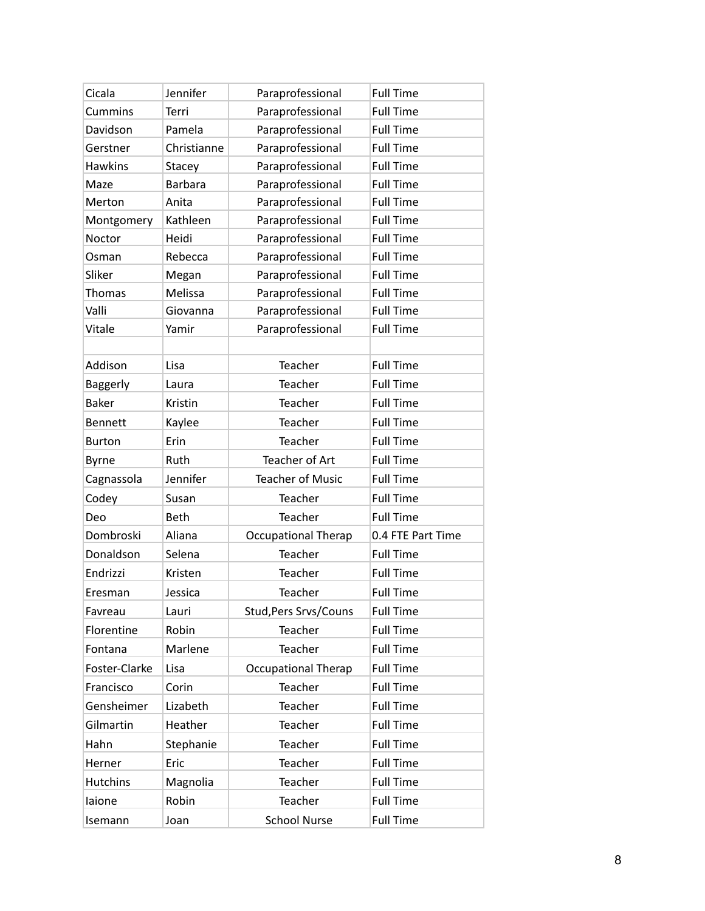| | | | |
|---|---|---|---|
| Cicala | Jennifer | Paraprofessional | Full Time |
| Cummins | Terri | Paraprofessional | Full Time |
| Davidson | Pamela | Paraprofessional | Full Time |
| Gerstner | Christianne | Paraprofessional | Full Time |
| Hawkins | Stacey | Paraprofessional | Full Time |
| Maze | Barbara | Paraprofessional | Full Time |
| Merton | Anita | Paraprofessional | Full Time |
| Montgomery | Kathleen | Paraprofessional | Full Time |
| Noctor | Heidi | Paraprofessional | Full Time |
| Osman | Rebecca | Paraprofessional | Full Time |
| Sliker | Megan | Paraprofessional | Full Time |
| Thomas | Melissa | Paraprofessional | Full Time |
| Valli | Giovanna | Paraprofessional | Full Time |
| Vitale | Yamir | Paraprofessional | Full Time |
| | | | |
| Addison | Lisa | Teacher | Full Time |
| Baggerly | Laura | Teacher | Full Time |
| Baker | Kristin | Teacher | Full Time |
| Bennett | Kaylee | Teacher | Full Time |
| Burton | Erin | Teacher | Full Time |
| Byrne | Ruth | Teacher of Art | Full Time |
| Cagnassola | Jennifer | Teacher of Music | Full Time |
| Codey | Susan | Teacher | Full Time |
| Deo | Beth | Teacher | Full Time |
| Dombroski | Aliana | Occupational Therap | 0.4 FTE Part Time |
| Donaldson | Selena | Teacher | Full Time |
| Endrizzi | Kristen | Teacher | Full Time |
| Eresman | Jessica | Teacher | Full Time |
| Favreau | Lauri | Stud,Pers Srvs/Couns | Full Time |
| Florentine | Robin | Teacher | Full Time |
| Fontana | Marlene | Teacher | Full Time |
| Foster-Clarke | Lisa | Occupational Therap | Full Time |
| Francisco | Corin | Teacher | Full Time |
| Gensheimer | Lizabeth | Teacher | Full Time |
| Gilmartin | Heather | Teacher | Full Time |
| Hahn | Stephanie | Teacher | Full Time |
| Herner | Eric | Teacher | Full Time |
| Hutchins | Magnolia | Teacher | Full Time |
| Iaione | Robin | Teacher | Full Time |
| Isemann | Joan | School Nurse | Full Time |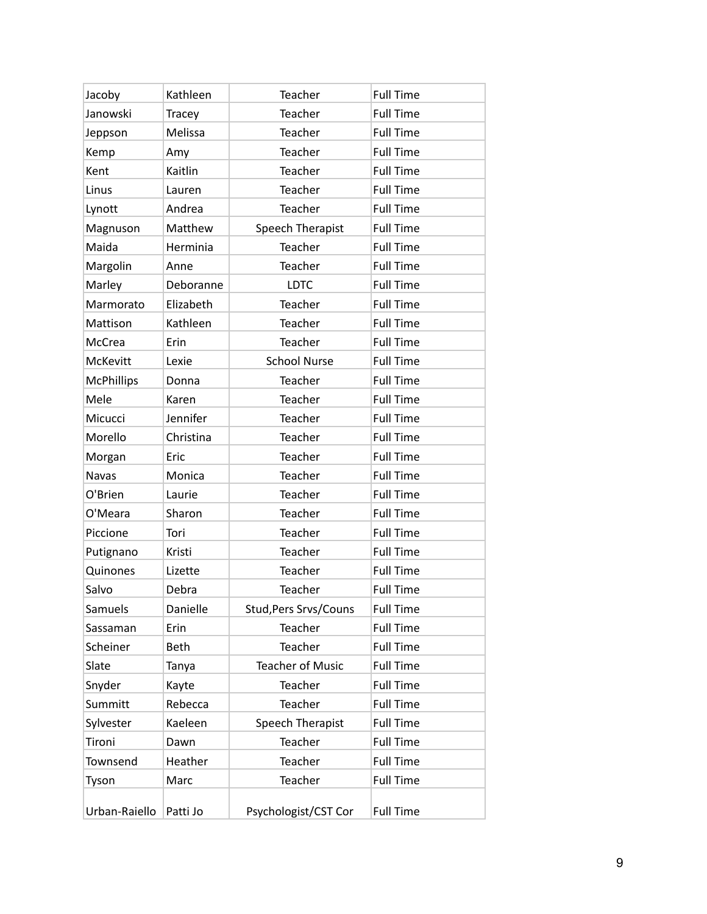| Jacoby | Kathleen | Teacher | Full Time |
|---|---|---|---|
| Janowski | Tracey | Teacher | Full Time |
| Jeppson | Melissa | Teacher | Full Time |
| Kemp | Amy | Teacher | Full Time |
| Kent | Kaitlin | Teacher | Full Time |
| Linus | Lauren | Teacher | Full Time |
| Lynott | Andrea | Teacher | Full Time |
| Magnuson | Matthew | Speech Therapist | Full Time |
| Maida | Herminia | Teacher | Full Time |
| Margolin | Anne | Teacher | Full Time |
| Marley | Deboranne | LDTC | Full Time |
| Marmorato | Elizabeth | Teacher | Full Time |
| Mattison | Kathleen | Teacher | Full Time |
| McCrea | Erin | Teacher | Full Time |
| McKevitt | Lexie | School Nurse | Full Time |
| McPhillips | Donna | Teacher | Full Time |
| Mele | Karen | Teacher | Full Time |
| Micucci | Jennifer | Teacher | Full Time |
| Morello | Christina | Teacher | Full Time |
| Morgan | Eric | Teacher | Full Time |
| Navas | Monica | Teacher | Full Time |
| O'Brien | Laurie | Teacher | Full Time |
| O'Meara | Sharon | Teacher | Full Time |
| Piccione | Tori | Teacher | Full Time |
| Putignano | Kristi | Teacher | Full Time |
| Quinones | Lizette | Teacher | Full Time |
| Salvo | Debra | Teacher | Full Time |
| Samuels | Danielle | Stud,Pers Srvs/Couns | Full Time |
| Sassaman | Erin | Teacher | Full Time |
| Scheiner | Beth | Teacher | Full Time |
| Slate | Tanya | Teacher of Music | Full Time |
| Snyder | Kayte | Teacher | Full Time |
| Summitt | Rebecca | Teacher | Full Time |
| Sylvester | Kaeleen | Speech Therapist | Full Time |
| Tironi | Dawn | Teacher | Full Time |
| Townsend | Heather | Teacher | Full Time |
| Tyson | Marc | Teacher | Full Time |
| Urban-Raiello | Patti Jo | Psychologist/CST Cor | Full Time |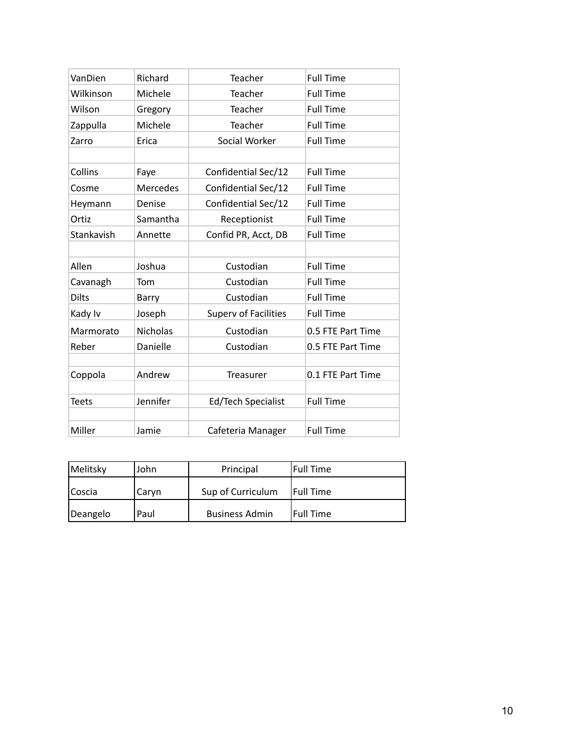| | | | |
|---|---|---|---|
| VanDien | Richard | Teacher | Full Time |
| Wilkinson | Michele | Teacher | Full Time |
| Wilson | Gregory | Teacher | Full Time |
| Zappulla | Michele | Teacher | Full Time |
| Zarro | Erica | Social Worker | Full Time |
| | | | |
| Collins | Faye | Confidential Sec/12 | Full Time |
| Cosme | Mercedes | Confidential Sec/12 | Full Time |
| Heymann | Denise | Confidential Sec/12 | Full Time |
| Ortiz | Samantha | Receptionist | Full Time |
| Stankavish | Annette | Confid PR, Acct, DB | Full Time |
| | | | |
| Allen | Joshua | Custodian | Full Time |
| Cavanagh | Tom | Custodian | Full Time |
| Dilts | Barry | Custodian | Full Time |
| Kady Iv | Joseph | Superv of Facilities | Full Time |
| Marmorato | Nicholas | Custodian | 0.5 FTE Part Time |
| Reber | Danielle | Custodian | 0.5 FTE Part Time |
| | | | |
| Coppola | Andrew | Treasurer | 0.1 FTE Part Time |
| | | | |
| Teets | Jennifer | Ed/Tech Specialist | Full Time |
| | | | |
| Miller | Jamie | Cafeteria Manager | Full Time |

| | | | |
|---|---|---|---|
| Melitsky | John | Principal | Full Time |
| Coscia | Caryn | Sup of Curriculum | Full Time |
| Deangelo | Paul | Business Admin | Full Time |